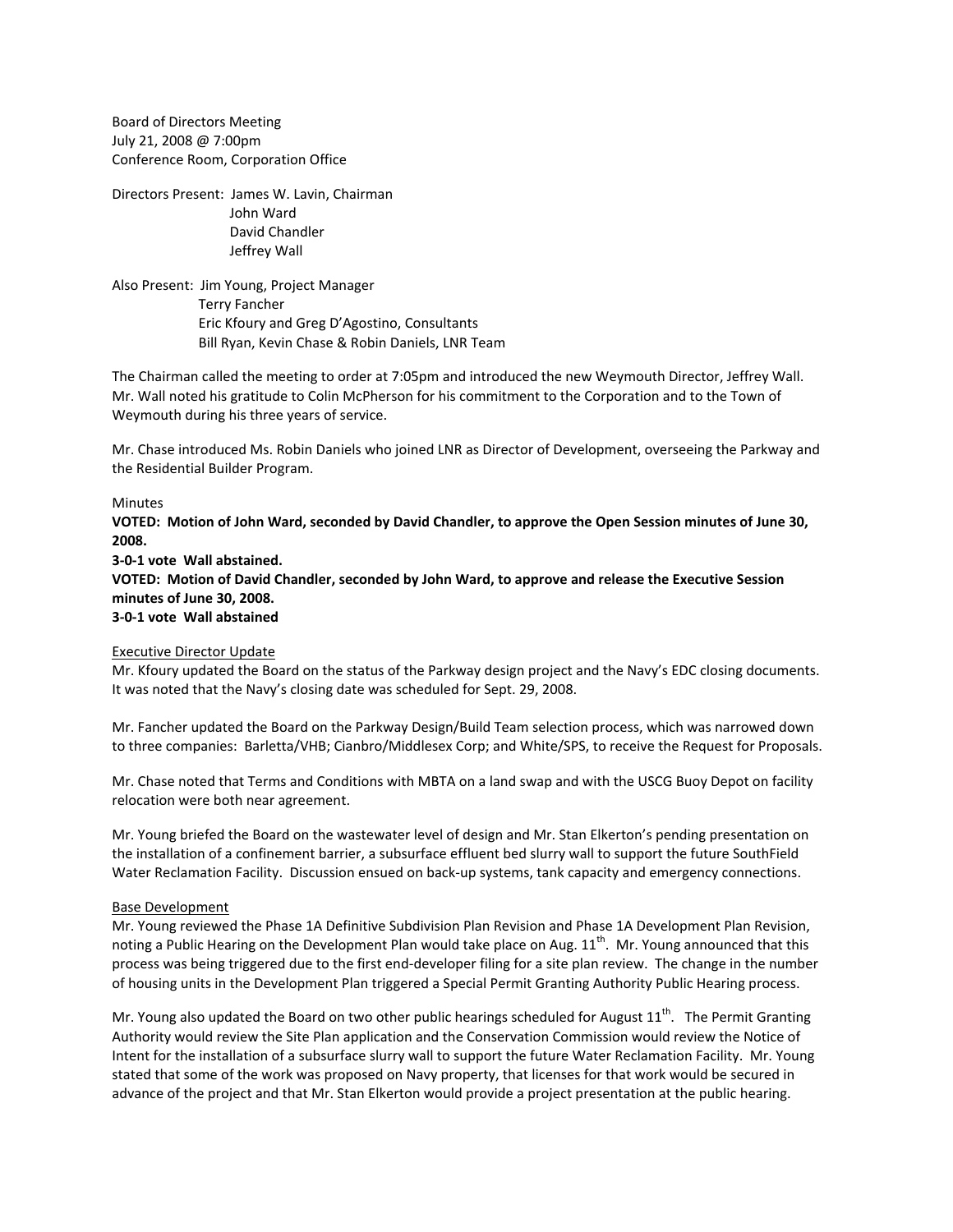Board of Directors Meeting
July 21, 2008 @ 7:00pm
Conference Room, Corporation Office

Directors Present: James W. Lavin, Chairman
John Ward
David Chandler
Jeffrey Wall

Also Present: Jim Young, Project Manager
Terry Fancher
Eric Kfoury and Greg D'Agostino, Consultants
Bill Ryan, Kevin Chase & Robin Daniels, LNR Team

The Chairman called the meeting to order at 7:05pm and introduced the new Weymouth Director, Jeffrey Wall. Mr. Wall noted his gratitude to Colin McPherson for his commitment to the Corporation and to the Town of Weymouth during his three years of service.

Mr. Chase introduced Ms. Robin Daniels who joined LNR as Director of Development, overseeing the Parkway and the Residential Builder Program.

Minutes

**VOTED: Motion of John Ward, seconded by David Chandler, to approve the Open Session minutes of June 30, 2008.**
**3-0-1 vote Wall abstained.**
**VOTED: Motion of David Chandler, seconded by John Ward, to approve and release the Executive Session minutes of June 30, 2008.**
**3-0-1 vote Wall abstained**

<u>Executive Director Update</u>

Mr. Kfoury updated the Board on the status of the Parkway design project and the Navy's EDC closing documents. It was noted that the Navy's closing date was scheduled for Sept. 29, 2008.

Mr. Fancher updated the Board on the Parkway Design/Build Team selection process, which was narrowed down to three companies: Barletta/VHB; Cianbro/Middlesex Corp; and White/SPS, to receive the Request for Proposals.

Mr. Chase noted that Terms and Conditions with MBTA on a land swap and with the USCG Buoy Depot on facility relocation were both near agreement.

Mr. Young briefed the Board on the wastewater level of design and Mr. Stan Elkerton's pending presentation on the installation of a confinement barrier, a subsurface effluent bed slurry wall to support the future SouthField Water Reclamation Facility. Discussion ensued on back-up systems, tank capacity and emergency connections.

<u>Base Development</u>

Mr. Young reviewed the Phase 1A Definitive Subdivision Plan Revision and Phase 1A Development Plan Revision, noting a Public Hearing on the Development Plan would take place on Aug. 11th. Mr. Young announced that this process was being triggered due to the first end-developer filing for a site plan review. The change in the number of housing units in the Development Plan triggered a Special Permit Granting Authority Public Hearing process.

Mr. Young also updated the Board on two other public hearings scheduled for August 11th. The Permit Granting Authority would review the Site Plan application and the Conservation Commission would review the Notice of Intent for the installation of a subsurface slurry wall to support the future Water Reclamation Facility. Mr. Young stated that some of the work was proposed on Navy property, that licenses for that work would be secured in advance of the project and that Mr. Stan Elkerton would provide a project presentation at the public hearing.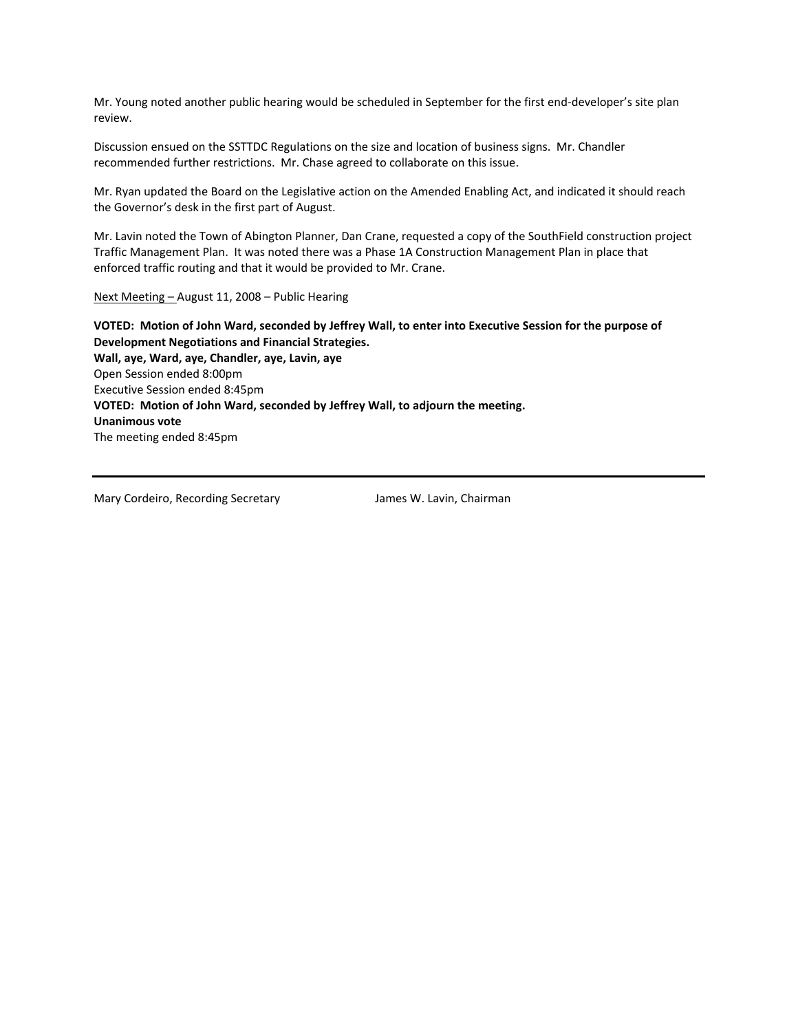Mr. Young noted another public hearing would be scheduled in September for the first end-developer's site plan review.

Discussion ensued on the SSTTDC Regulations on the size and location of business signs. Mr. Chandler recommended further restrictions. Mr. Chase agreed to collaborate on this issue.

Mr. Ryan updated the Board on the Legislative action on the Amended Enabling Act, and indicated it should reach the Governor's desk in the first part of August.

Mr. Lavin noted the Town of Abington Planner, Dan Crane, requested a copy of the SouthField construction project Traffic Management Plan. It was noted there was a Phase 1A Construction Management Plan in place that enforced traffic routing and that it would be provided to Mr. Crane.

<u>Next Meeting –</u> August 11, 2008 – Public Hearing

**VOTED: Motion of John Ward, seconded by Jeffrey Wall, to enter into Executive Session for the purpose of Development Negotiations and Financial Strategies.**
**Wall, aye, Ward, aye, Chandler, aye, Lavin, aye**
Open Session ended 8:00pm
Executive Session ended 8:45pm
**VOTED: Motion of John Ward, seconded by Jeffrey Wall, to adjourn the meeting.**
**Unanimous vote**
The meeting ended 8:45pm

---

Mary Cordeiro, Recording Secretary James W. Lavin, Chairman